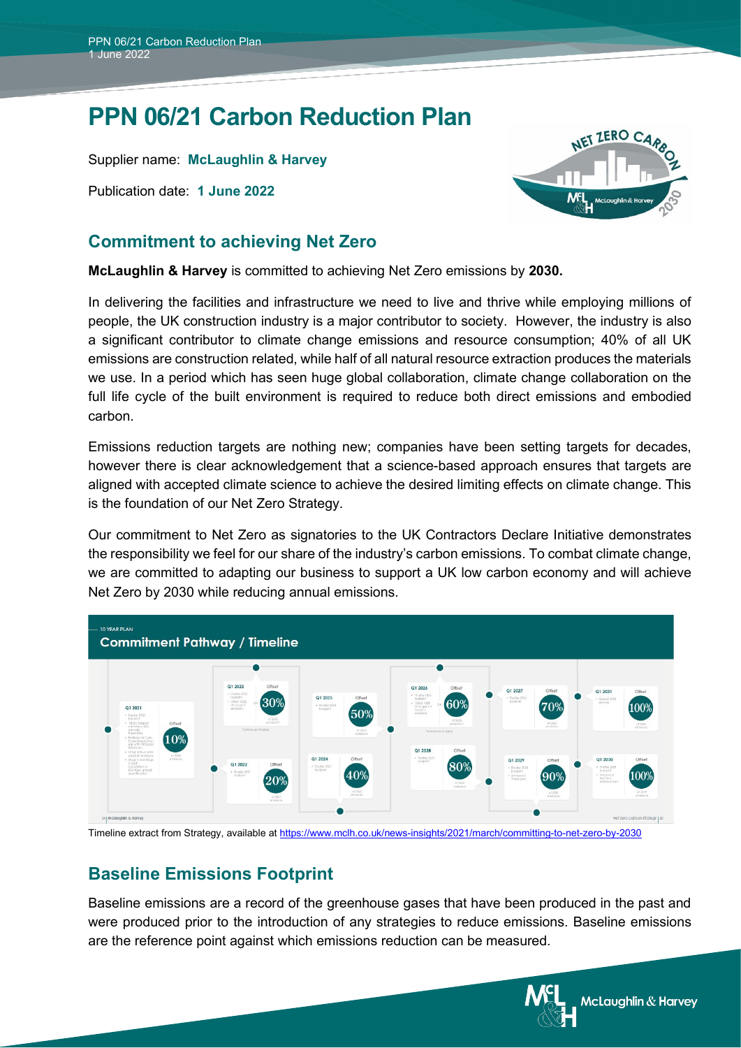# PPN 06/21 Carbon Reduction Plan

Supplier name: **McLaughlin & Harvey**

Publication date: **1 June 2022**

## Commitment to achieving Net Zero

**McLaughlin & Harvey** is committed to achieving Net Zero emissions by **2030.**

In delivering the facilities and infrastructure we need to live and thrive while employing millions of people, the UK construction industry is a major contributor to society. However, the industry is also a significant contributor to climate change emissions and resource consumption; 40% of all UK emissions are construction related, while half of all natural resource extraction produces the materials we use. In a period which has seen huge global collaboration, climate change collaboration on the full life cycle of the built environment is required to reduce both direct emissions and embodied carbon.

Emissions reduction targets are nothing new; companies have been setting targets for decades, however there is clear acknowledgement that a science-based approach ensures that targets are aligned with accepted climate science to achieve the desired limiting effects on climate change. This is the foundation of our Net Zero Strategy.

Our commitment to Net Zero as signatories to the UK Contractors Declare Initiative demonstrates the responsibility we feel for our share of the industry's carbon emissions. To combat climate change, we are committed to adapting our business to support a UK low carbon economy and will achieve Net Zero by 2030 while reducing annual emissions.

Timeline extract from Strategy, available at https://www.mclh.co.uk/news-insights/2021/march/committing-to-net-zero-by-2030

## Baseline Emissions Footprint

Baseline emissions are a record of the greenhouse gases that have been produced in the past and were produced prior to the introduction of any strategies to reduce emissions. Baseline emissions are the reference point against which emissions reduction can be measured.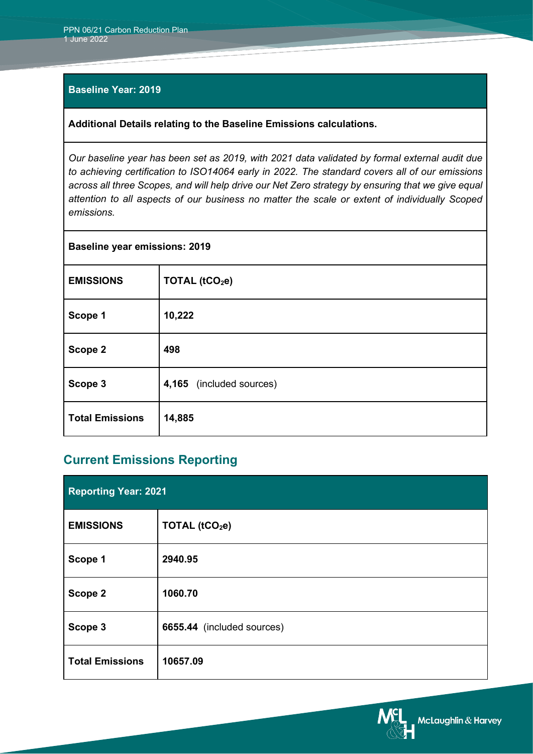| **Baseline Year: 2019** | |
|---|---|
| **Additional Details relating to the Baseline Emissions calculations.** | |
| *Our baseline year has been set as 2019, with 2021 data validated by formal external audit due to achieving certification to ISO14064 early in 2022. The standard covers all of our emissions across all three Scopes, and will help drive our Net Zero strategy by ensuring that we give equal attention to all aspects of our business no matter the scale or extent of individually Scoped emissions.* | |
| **Baseline year emissions: 2019** | |
| **EMISSIONS** | **TOTAL ($tCO_2e$)** |
| **Scope 1** | **10,222** |
| **Scope 2** | **498** |
| **Scope 3** | **4,165** (included sources) |
| **Total Emissions** | **14,885** |

## Current Emissions Reporting

| **Reporting Year: 2021** | |
|---|---|
| **EMISSIONS** | **TOTAL ($tCO_2e$)** |
| **Scope 1** | **2940.95** |
| **Scope 2** | **1060.70** |
| **Scope 3** | **6655.44** (included sources) |
| **Total Emissions** | **10657.09** |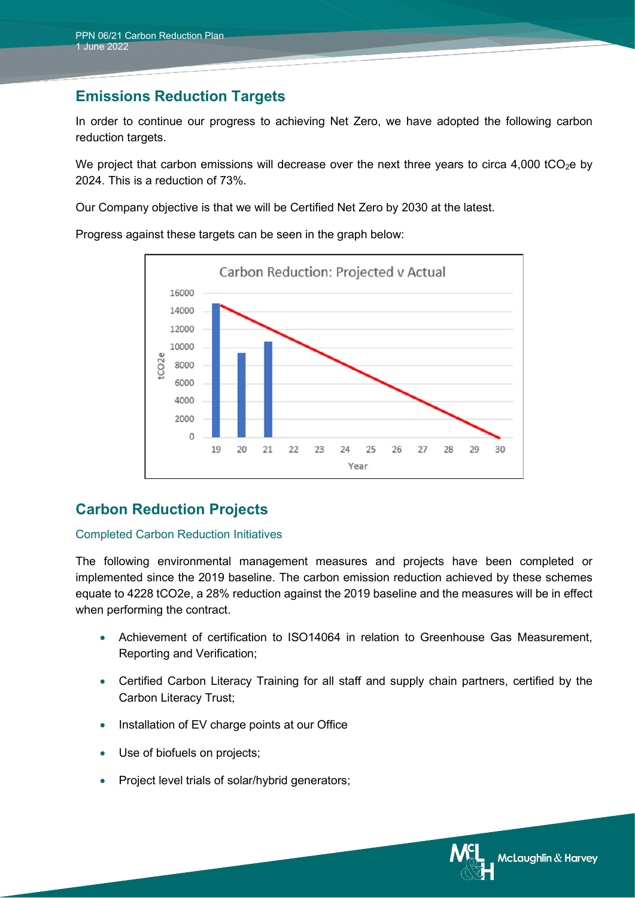## Emissions Reduction Targets

In order to continue our progress to achieving Net Zero, we have adopted the following carbon reduction targets.

We project that carbon emissions will decrease over the next three years to circa 4,000 $tCO_2e$ by 2024. This is a reduction of 73%.

Our Company objective is that we will be Certified Net Zero by 2030 at the latest.

Progress against these targets can be seen in the graph below:

## Carbon Reduction Projects

### Completed Carbon Reduction Initiatives

The following environmental management measures and projects have been completed or implemented since the 2019 baseline. The carbon emission reduction achieved by these schemes equate to 4228 tCO2e, a 28% reduction against the 2019 baseline and the measures will be in effect when performing the contract.

- Achievement of certification to ISO14064 in relation to Greenhouse Gas Measurement, Reporting and Verification;
- Certified Carbon Literacy Training for all staff and supply chain partners, certified by the Carbon Literacy Trust;
- Installation of EV charge points at our Office
- Use of biofuels on projects;
- Project level trials of solar/hybrid generators;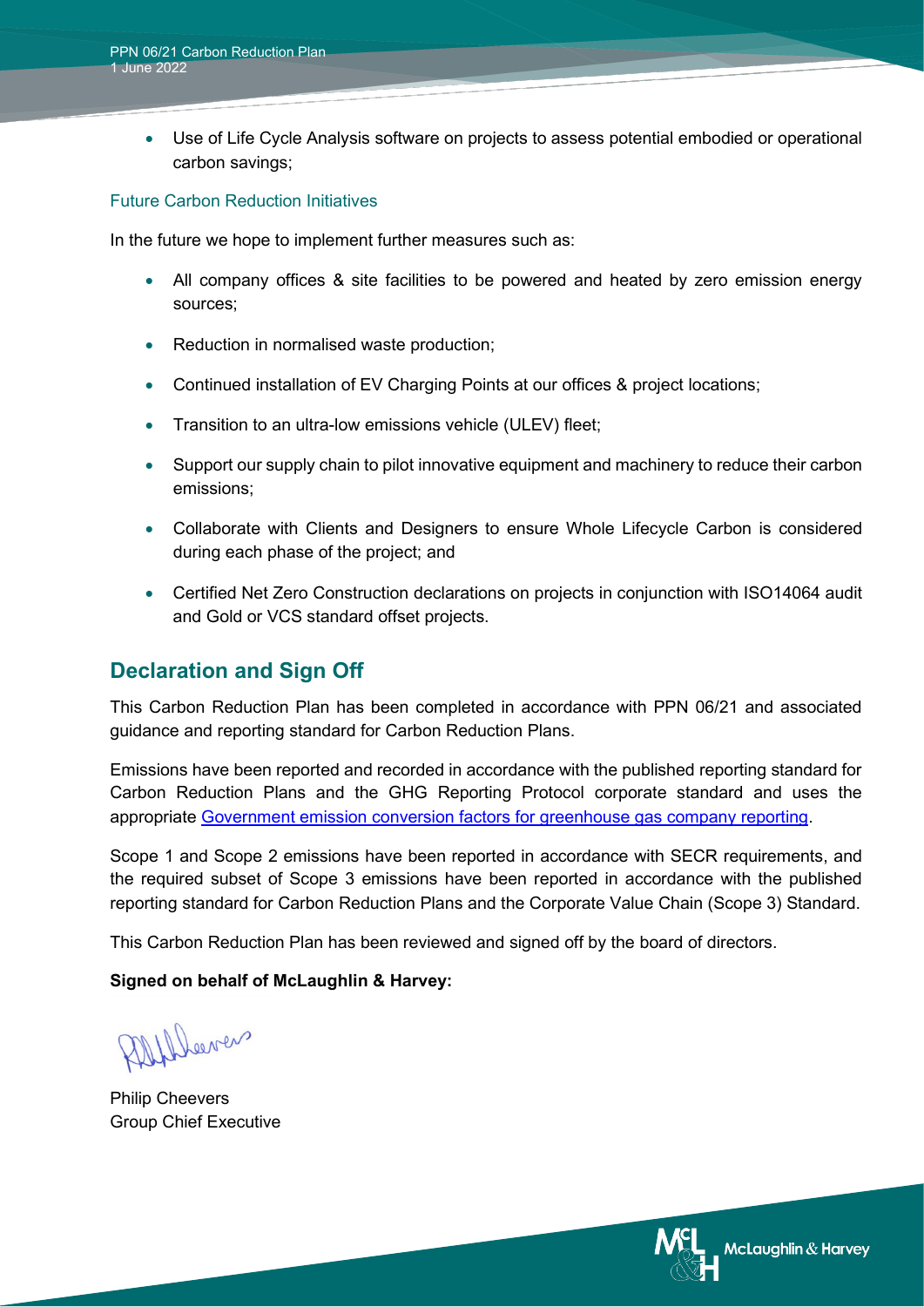- Use of Life Cycle Analysis software on projects to assess potential embodied or operational carbon savings;

### Future Carbon Reduction Initiatives

In the future we hope to implement further measures such as:

- All company offices & site facilities to be powered and heated by zero emission energy sources;
- Reduction in normalised waste production;
- Continued installation of EV Charging Points at our offices & project locations;
- Transition to an ultra-low emissions vehicle (ULEV) fleet;
- Support our supply chain to pilot innovative equipment and machinery to reduce their carbon emissions;
- Collaborate with Clients and Designers to ensure Whole Lifecycle Carbon is considered during each phase of the project; and
- Certified Net Zero Construction declarations on projects in conjunction with ISO14064 audit and Gold or VCS standard offset projects.

## Declaration and Sign Off

This Carbon Reduction Plan has been completed in accordance with PPN 06/21 and associated guidance and reporting standard for Carbon Reduction Plans.

Emissions have been reported and recorded in accordance with the published reporting standard for Carbon Reduction Plans and the GHG Reporting Protocol corporate standard and uses the appropriate Government emission conversion factors for greenhouse gas company reporting.

Scope 1 and Scope 2 emissions have been reported in accordance with SECR requirements, and the required subset of Scope 3 emissions have been reported in accordance with the published reporting standard for Carbon Reduction Plans and the Corporate Value Chain (Scope 3) Standard.

This Carbon Reduction Plan has been reviewed and signed off by the board of directors.

**Signed on behalf of McLaughlin & Harvey:**

Philip Cheevers
Group Chief Executive